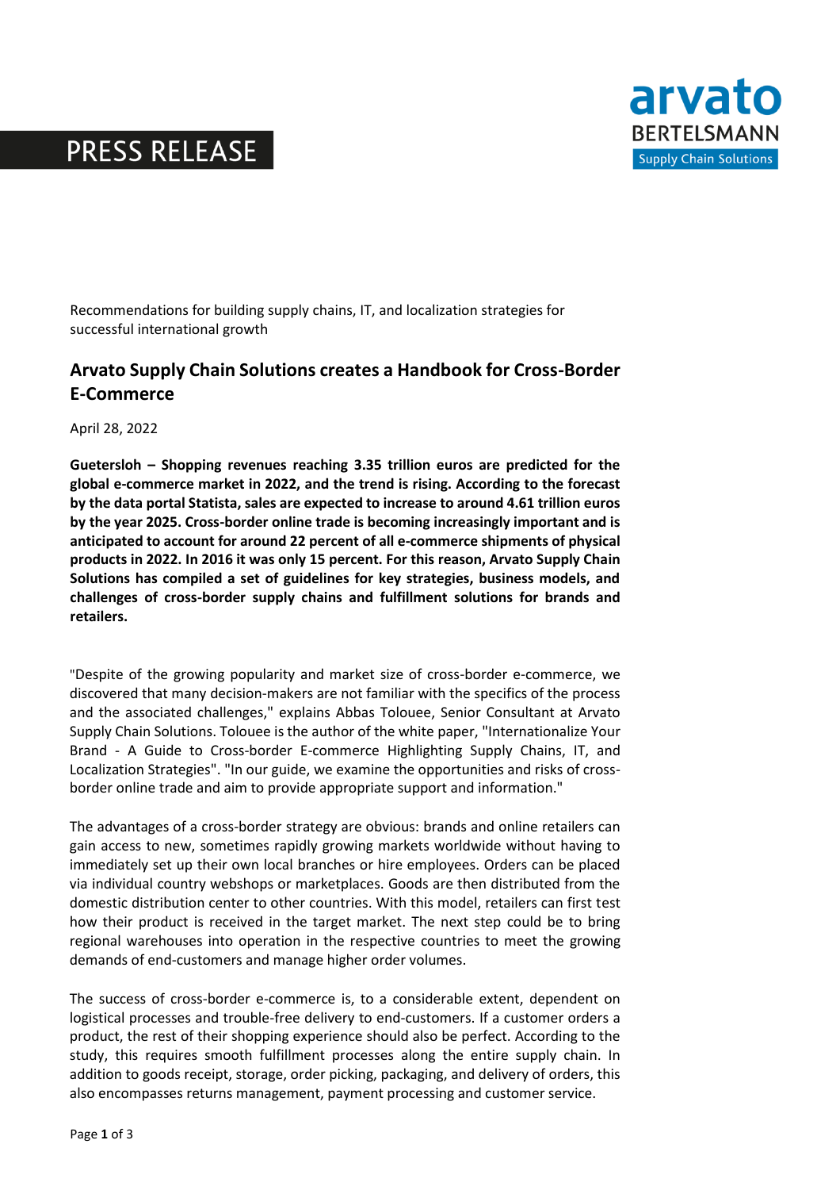PRESS RELEASE

Recommendations for building supply chains, IT, and localization strategies for successful international growth

## Arvato Supply Chain Solutions creates a Handbook for Cross-Border E-Commerce

April 28, 2022

**Guetersloh – Shopping revenues reaching 3.35 trillion euros are predicted for the global e-commerce market in 2022, and the trend is rising. According to the forecast by the data portal Statista, sales are expected to increase to around 4.61 trillion euros by the year 2025. Cross-border online trade is becoming increasingly important and is anticipated to account for around 22 percent of all e-commerce shipments of physical products in 2022. In 2016 it was only 15 percent. For this reason, Arvato Supply Chain Solutions has compiled a set of guidelines for key strategies, business models, and challenges of cross-border supply chains and fulfillment solutions for brands and retailers.**

"Despite of the growing popularity and market size of cross-border e-commerce, we discovered that many decision-makers are not familiar with the specifics of the process and the associated challenges," explains Abbas Tolouee, Senior Consultant at Arvato Supply Chain Solutions. Tolouee is the author of the white paper, "Internationalize Your Brand - A Guide to Cross-border E-commerce Highlighting Supply Chains, IT, and Localization Strategies". "In our guide, we examine the opportunities and risks of cross-border online trade and aim to provide appropriate support and information."

The advantages of a cross-border strategy are obvious: brands and online retailers can gain access to new, sometimes rapidly growing markets worldwide without having to immediately set up their own local branches or hire employees. Orders can be placed via individual country webshops or marketplaces. Goods are then distributed from the domestic distribution center to other countries. With this model, retailers can first test how their product is received in the target market. The next step could be to bring regional warehouses into operation in the respective countries to meet the growing demands of end-customers and manage higher order volumes.

The success of cross-border e-commerce is, to a considerable extent, dependent on logistical processes and trouble-free delivery to end-customers. If a customer orders a product, the rest of their shopping experience should also be perfect. According to the study, this requires smooth fulfillment processes along the entire supply chain. In addition to goods receipt, storage, order picking, packaging, and delivery of orders, this also encompasses returns management, payment processing and customer service.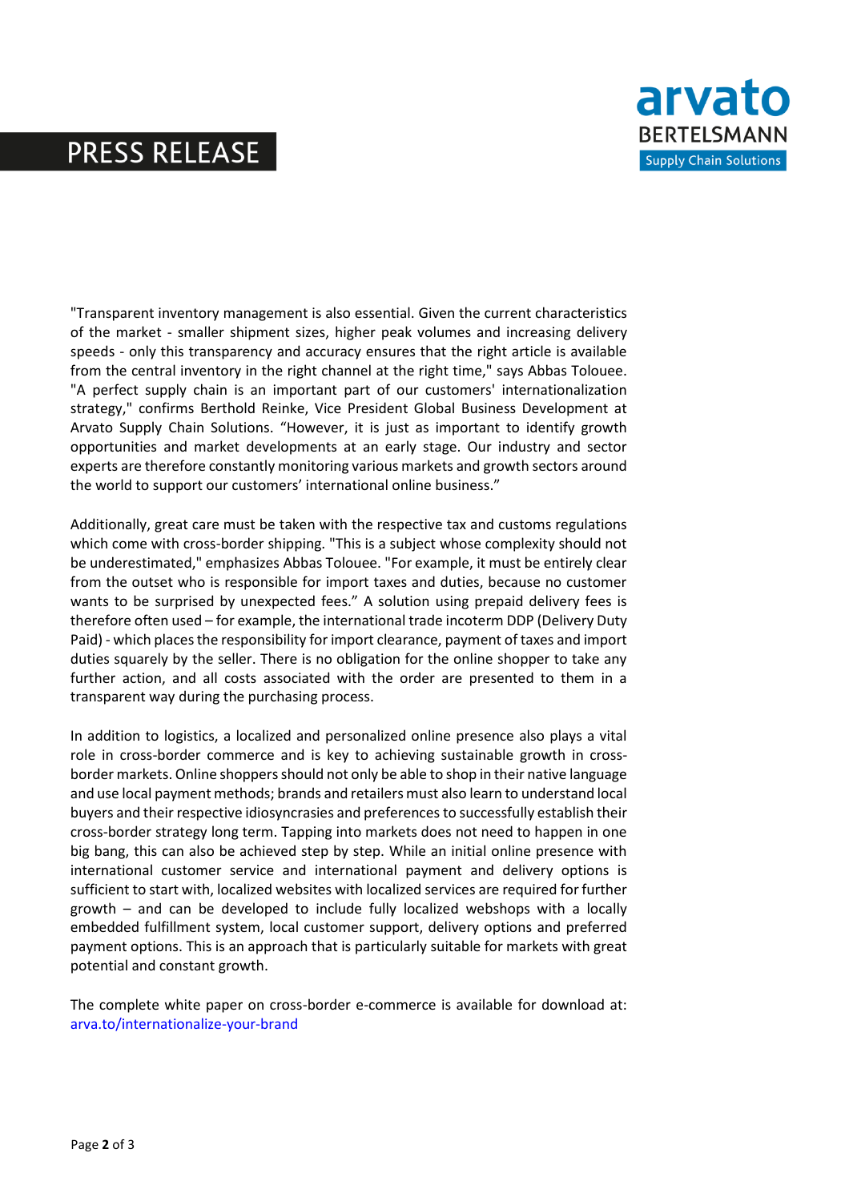"Transparent inventory management is also essential. Given the current characteristics of the market - smaller shipment sizes, higher peak volumes and increasing delivery speeds - only this transparency and accuracy ensures that the right article is available from the central inventory in the right channel at the right time," says Abbas Tolouee. "A perfect supply chain is an important part of our customers' internationalization strategy," confirms Berthold Reinke, Vice President Global Business Development at Arvato Supply Chain Solutions. "However, it is just as important to identify growth opportunities and market developments at an early stage. Our industry and sector experts are therefore constantly monitoring various markets and growth sectors around the world to support our customers' international online business."

Additionally, great care must be taken with the respective tax and customs regulations which come with cross-border shipping. "This is a subject whose complexity should not be underestimated," emphasizes Abbas Tolouee. "For example, it must be entirely clear from the outset who is responsible for import taxes and duties, because no customer wants to be surprised by unexpected fees." A solution using prepaid delivery fees is therefore often used – for example, the international trade incoterm DDP (Delivery Duty Paid) - which places the responsibility for import clearance, payment of taxes and import duties squarely by the seller. There is no obligation for the online shopper to take any further action, and all costs associated with the order are presented to them in a transparent way during the purchasing process.

In addition to logistics, a localized and personalized online presence also plays a vital role in cross-border commerce and is key to achieving sustainable growth in cross-border markets. Online shoppers should not only be able to shop in their native language and use local payment methods; brands and retailers must also learn to understand local buyers and their respective idiosyncrasies and preferences to successfully establish their cross-border strategy long term. Tapping into markets does not need to happen in one big bang, this can also be achieved step by step. While an initial online presence with international customer service and international payment and delivery options is sufficient to start with, localized websites with localized services are required for further growth – and can be developed to include fully localized webshops with a locally embedded fulfillment system, local customer support, delivery options and preferred payment options. This is an approach that is particularly suitable for markets with great potential and constant growth.

The complete white paper on cross-border e-commerce is available for download at: arva.to/internationalize-your-brand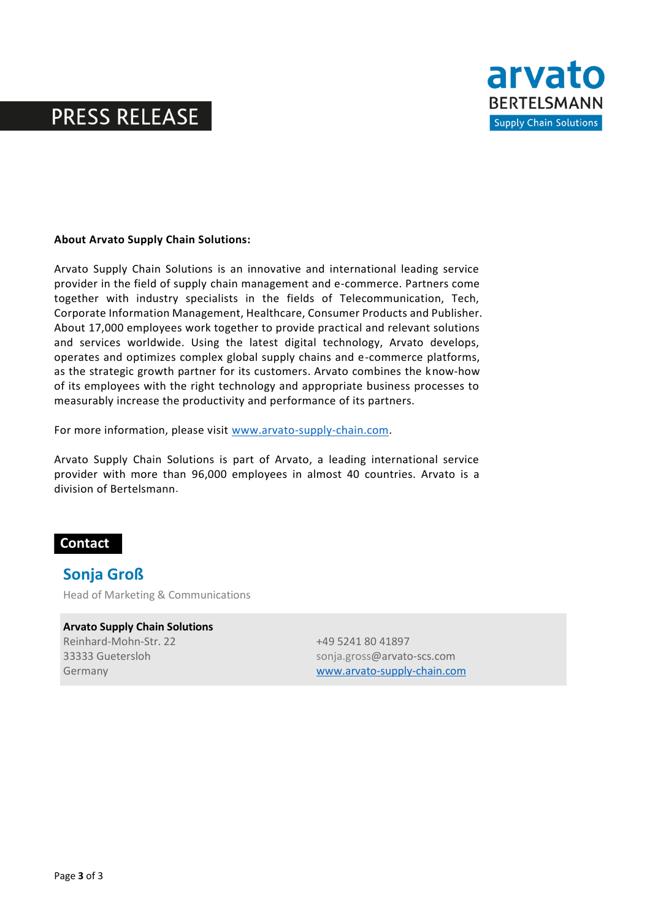# PRESS RELEASE

**About Arvato Supply Chain Solutions:**

Arvato Supply Chain Solutions is an innovative and international leading service provider in the field of supply chain management and e-commerce. Partners come together with industry specialists in the fields of Telecommunication, Tech, Corporate Information Management, Healthcare, Consumer Products and Publisher. About 17,000 employees work together to provide practical and relevant solutions and services worldwide. Using the latest digital technology, Arvato develops, operates and optimizes complex global supply chains and e-commerce platforms, as the strategic growth partner for its customers. Arvato combines the know-how of its employees with the right technology and appropriate business processes to measurably increase the productivity and performance of its partners.

For more information, please visit www.arvato-supply-chain.com.

Arvato Supply Chain Solutions is part of Arvato, a leading international service provider with more than 96,000 employees in almost 40 countries. Arvato is a division of Bertelsmann.

## Contact

### Sonja Groß

Head of Marketing & Communications

**Arvato Supply Chain Solutions**
Reinhard-Mohn-Str. 22
33333 Guetersloh
Germany

+49 5241 80 41897
sonja.gross@arvato-scs.com
www.arvato-supply-chain.com